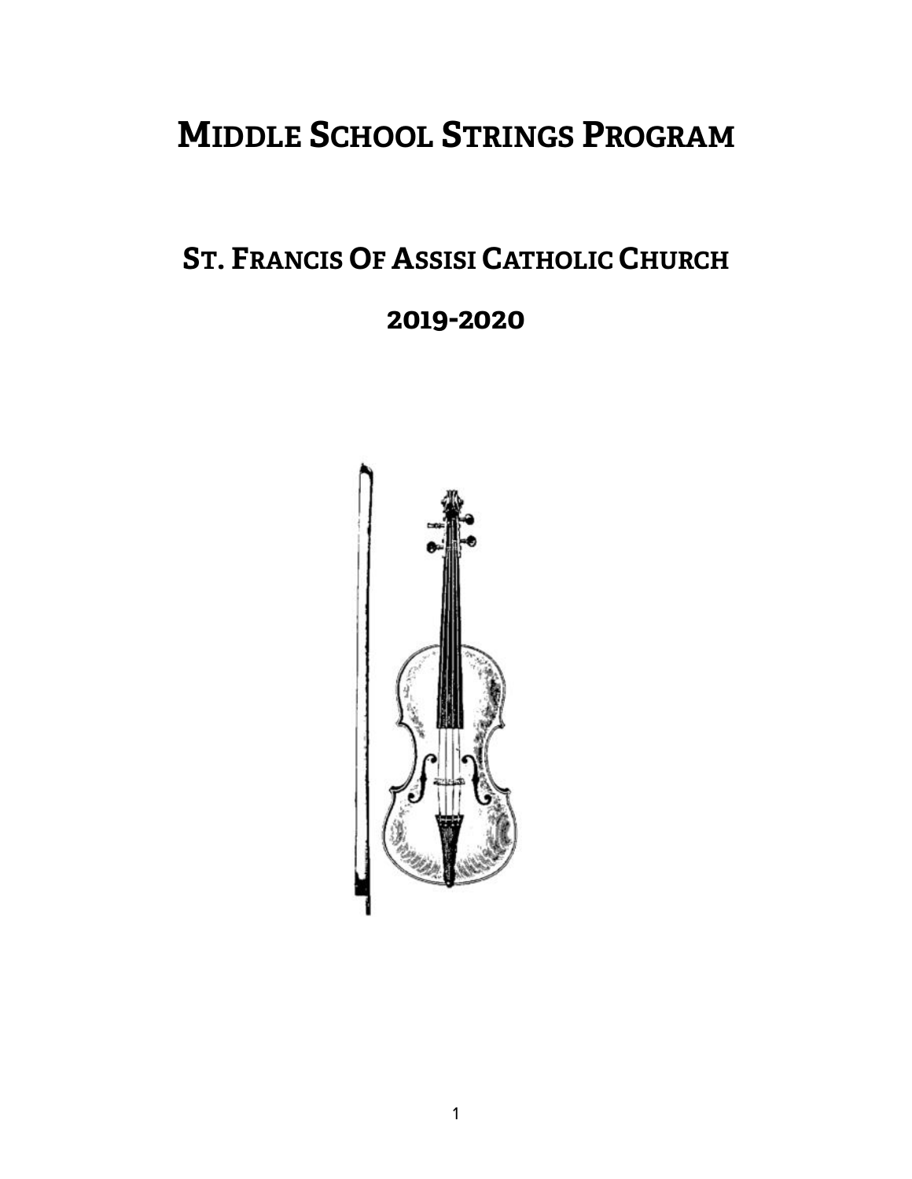# Middle School Strings Program

## St. Francis Of Assisi Catholic Church

## 2019-2020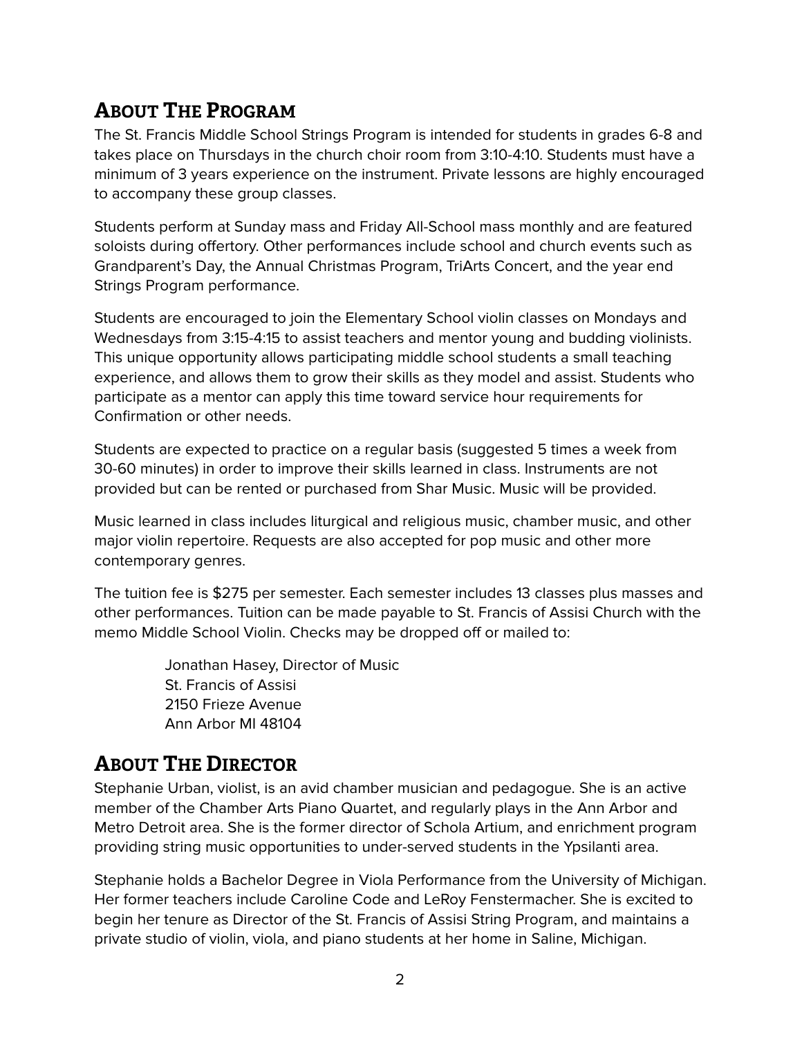## About The Program

The St. Francis Middle School Strings Program is intended for students in grades 6-8 and takes place on Thursdays in the church choir room from 3:10-4:10. Students must have a minimum of 3 years experience on the instrument. Private lessons are highly encouraged to accompany these group classes.

Students perform at Sunday mass and Friday All-School mass monthly and are featured soloists during offertory. Other performances include school and church events such as Grandparent's Day, the Annual Christmas Program, TriArts Concert, and the year end Strings Program performance.

Students are encouraged to join the Elementary School violin classes on Mondays and Wednesdays from 3:15-4:15 to assist teachers and mentor young and budding violinists. This unique opportunity allows participating middle school students a small teaching experience, and allows them to grow their skills as they model and assist. Students who participate as a mentor can apply this time toward service hour requirements for Confirmation or other needs.

Students are expected to practice on a regular basis (suggested 5 times a week from 30-60 minutes) in order to improve their skills learned in class. Instruments are not provided but can be rented or purchased from Shar Music. Music will be provided.

Music learned in class includes liturgical and religious music, chamber music, and other major violin repertoire. Requests are also accepted for pop music and other more contemporary genres.

The tuition fee is $275 per semester. Each semester includes 13 classes plus masses and other performances. Tuition can be made payable to St. Francis of Assisi Church with the memo Middle School Violin. Checks may be dropped off or mailed to:

> Jonathan Hasey, Director of Music
> St. Francis of Assisi
> 2150 Frieze Avenue
> Ann Arbor MI 48104

## About The Director

Stephanie Urban, violist, is an avid chamber musician and pedagogue. She is an active member of the Chamber Arts Piano Quartet, and regularly plays in the Ann Arbor and Metro Detroit area. She is the former director of Schola Artium, and enrichment program providing string music opportunities to under-served students in the Ypsilanti area.

Stephanie holds a Bachelor Degree in Viola Performance from the University of Michigan. Her former teachers include Caroline Code and LeRoy Fenstermacher. She is excited to begin her tenure as Director of the St. Francis of Assisi String Program, and maintains a private studio of violin, viola, and piano students at her home in Saline, Michigan.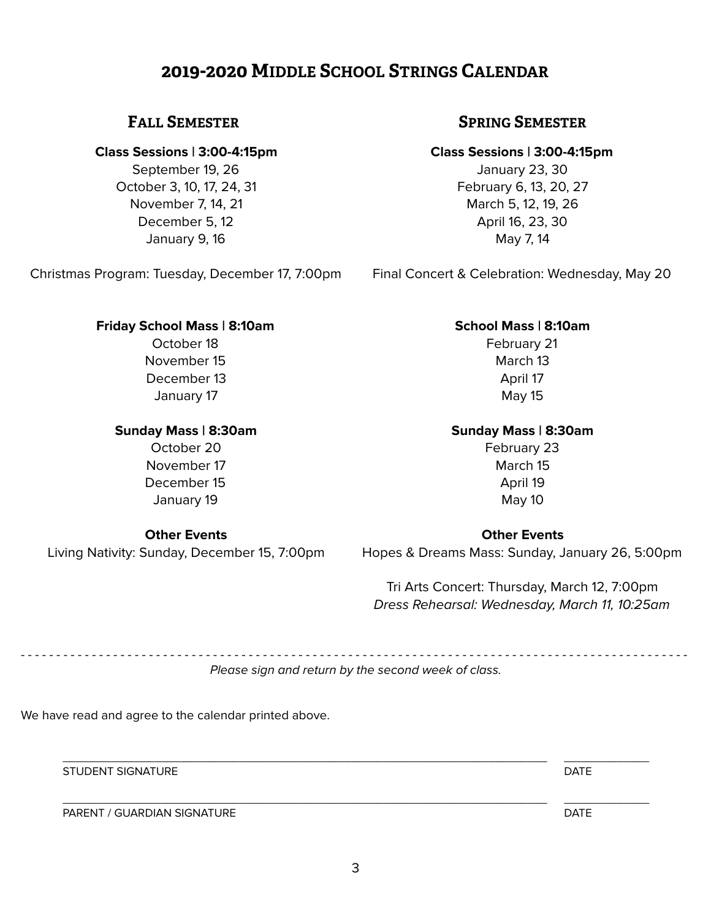# 2019-2020 Middle School Strings Calendar

## Fall Semester

**Class Sessions | 3:00-4:15pm**
September 19, 26
October 3, 10, 17, 24, 31
November 7, 14, 21
December 5, 12
January 9, 16

Christmas Program: Tuesday, December 17, 7:00pm

**Friday School Mass | 8:10am**
October 18
November 15
December 13
January 17

**Sunday Mass | 8:30am**
October 20
November 17
December 15
January 19

**Other Events**
Living Nativity: Sunday, December 15, 7:00pm

## Spring Semester

**Class Sessions | 3:00-4:15pm**
January 23, 30
February 6, 13, 20, 27
March 5, 12, 19, 26
April 16, 23, 30
May 7, 14

Final Concert & Celebration: Wednesday, May 20

**School Mass | 8:10am**
February 21
March 13
April 17
May 15

**Sunday Mass | 8:30am**
February 23
March 15
April 19
May 10

**Other Events**
Hopes & Dreams Mass: Sunday, January 26, 5:00pm

Tri Arts Concert: Thursday, March 12, 7:00pm
*Dress Rehearsal: Wednesday, March 11, 10:25am*

---

*Please sign and return by the second week of class.*

We have read and agree to the calendar printed above.

______________________________________________ ______________
STUDENT SIGNATURE DATE

______________________________________________ ______________
PARENT / GUARDIAN SIGNATURE DATE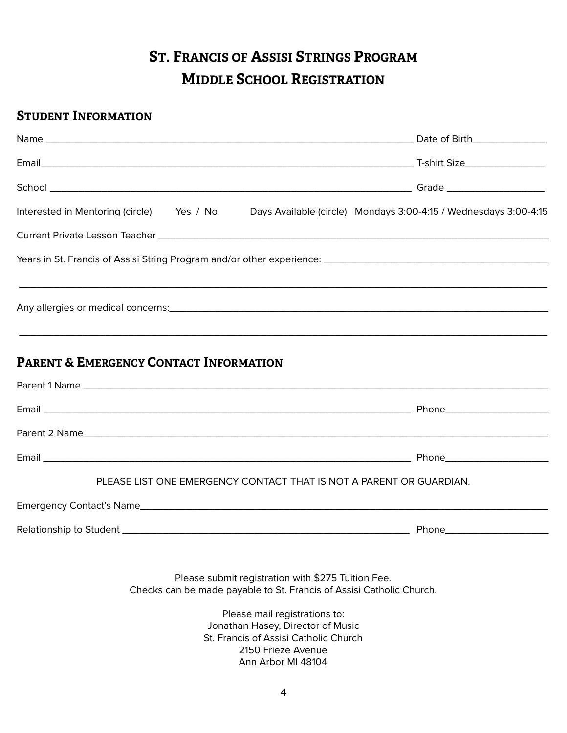# St. Francis of Assisi Strings Program
# Middle School Registration

## Student Information

Name ______________________________________________________________________ Date of Birth______________

Email_______________________________________________________________________ T-shirt Size_______________

School _____________________________________________________________________ Grade __________________

Interested in Mentoring (circle) Yes / No Days Available (circle) Mondays 3:00-4:15 / Wednesdays 3:00-4:15

Current Private Lesson Teacher ______________________________________________________________________

Years in St. Francis of Assisi String Program and/or other experience: _________________________________________

_____________________________________________________________________________________________

Any allergies or medical concerns:____________________________________________________________________

_____________________________________________________________________________________________

## Parent & Emergency Contact Information

Parent 1 Name _________________________________________________________________________________

Email ______________________________________________________________________ Phone___________________

Parent 2 Name__________________________________________________________________________________

Email ______________________________________________________________________ Phone___________________

PLEASE LIST ONE EMERGENCY CONTACT THAT IS NOT A PARENT OR GUARDIAN.

Emergency Contact's Name_______________________________________________________________________

Relationship to Student _______________________________________________________ Phone___________________

Please submit registration with $275 Tuition Fee.
Checks can be made payable to St. Francis of Assisi Catholic Church.

Please mail registrations to:
Jonathan Hasey, Director of Music
St. Francis of Assisi Catholic Church
2150 Frieze Avenue
Ann Arbor MI 48104